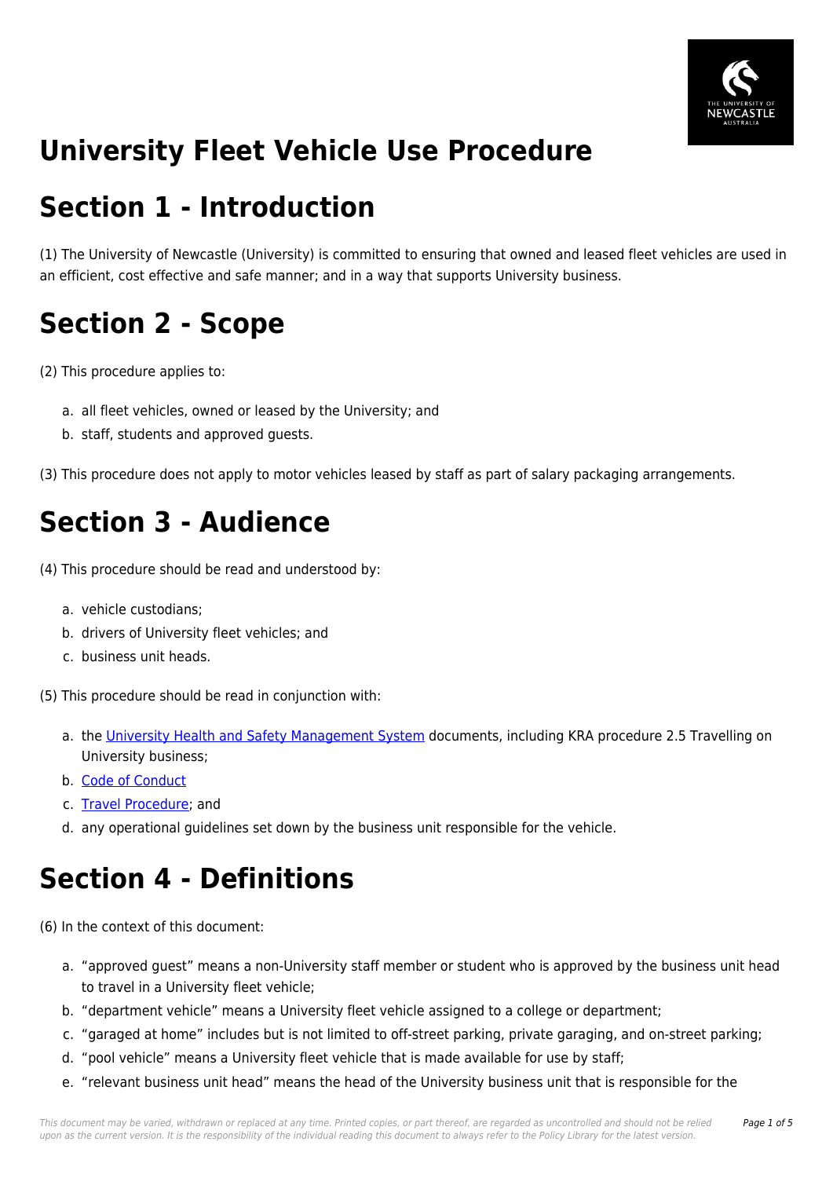# University Fleet Vehicle Use Procedure

## Section 1 - Introduction

(1) The University of Newcastle (University) is committed to ensuring that owned and leased fleet vehicles are used in an efficient, cost effective and safe manner; and in a way that supports University business.

## Section 2 - Scope

(2) This procedure applies to:

a. all fleet vehicles, owned or leased by the University; and
b. staff, students and approved guests.

(3) This procedure does not apply to motor vehicles leased by staff as part of salary packaging arrangements.

## Section 3 - Audience

(4) This procedure should be read and understood by:

a. vehicle custodians;
b. drivers of University fleet vehicles; and
c. business unit heads.

(5) This procedure should be read in conjunction with:

a. the University Health and Safety Management System documents, including KRA procedure 2.5 Travelling on University business;
b. Code of Conduct
c. Travel Procedure; and
d. any operational guidelines set down by the business unit responsible for the vehicle.

## Section 4 - Definitions

(6) In the context of this document:

a. "approved guest" means a non-University staff member or student who is approved by the business unit head to travel in a University fleet vehicle;
b. "department vehicle" means a University fleet vehicle assigned to a college or department;
c. "garaged at home" includes but is not limited to off-street parking, private garaging, and on-street parking;
d. "pool vehicle" means a University fleet vehicle that is made available for use by staff;
e. "relevant business unit head" means the head of the University business unit that is responsible for the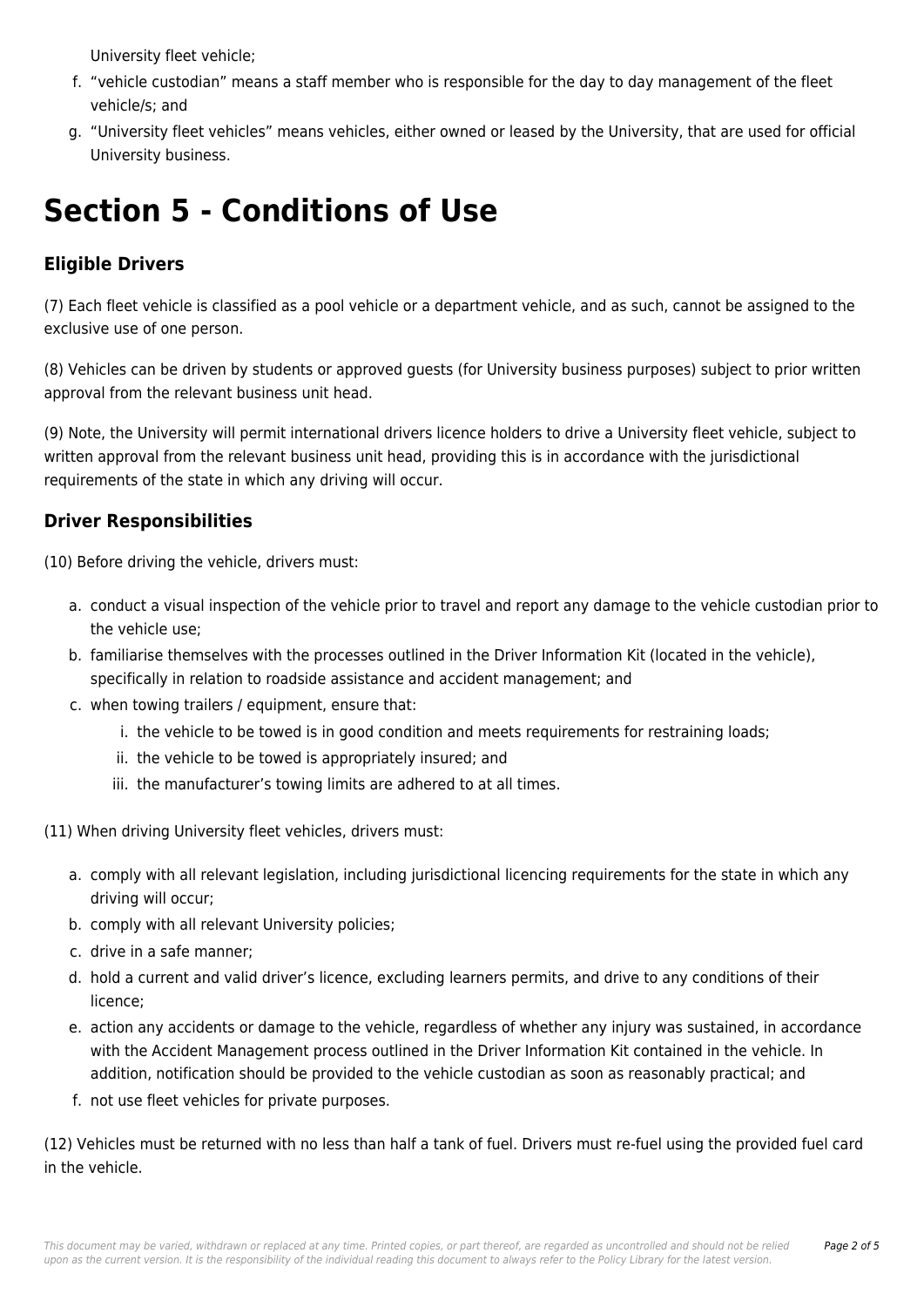University fleet vehicle;

f. "vehicle custodian" means a staff member who is responsible for the day to day management of the fleet vehicle/s; and
g. "University fleet vehicles" means vehicles, either owned or leased by the University, that are used for official University business.

# Section 5 - Conditions of Use

### Eligible Drivers

(7) Each fleet vehicle is classified as a pool vehicle or a department vehicle, and as such, cannot be assigned to the exclusive use of one person.

(8) Vehicles can be driven by students or approved guests (for University business purposes) subject to prior written approval from the relevant business unit head.

(9) Note, the University will permit international drivers licence holders to drive a University fleet vehicle, subject to written approval from the relevant business unit head, providing this is in accordance with the jurisdictional requirements of the state in which any driving will occur.

### Driver Responsibilities

(10) Before driving the vehicle, drivers must:

a. conduct a visual inspection of the vehicle prior to travel and report any damage to the vehicle custodian prior to the vehicle use;
b. familiarise themselves with the processes outlined in the Driver Information Kit (located in the vehicle), specifically in relation to roadside assistance and accident management; and
c. when towing trailers / equipment, ensure that:
    i. the vehicle to be towed is in good condition and meets requirements for restraining loads;
    ii. the vehicle to be towed is appropriately insured; and
    iii. the manufacturer's towing limits are adhered to at all times.

(11) When driving University fleet vehicles, drivers must:

a. comply with all relevant legislation, including jurisdictional licencing requirements for the state in which any driving will occur;
b. comply with all relevant University policies;
c. drive in a safe manner;
d. hold a current and valid driver's licence, excluding learners permits, and drive to any conditions of their licence;
e. action any accidents or damage to the vehicle, regardless of whether any injury was sustained, in accordance with the Accident Management process outlined in the Driver Information Kit contained in the vehicle. In addition, notification should be provided to the vehicle custodian as soon as reasonably practical; and
f. not use fleet vehicles for private purposes.

(12) Vehicles must be returned with no less than half a tank of fuel. Drivers must re-fuel using the provided fuel card in the vehicle.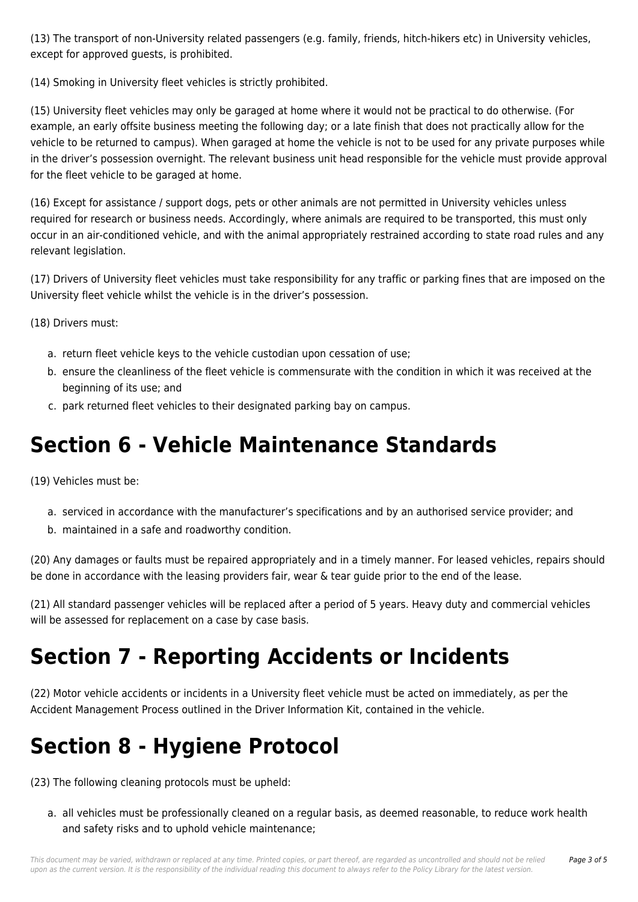(13) The transport of non-University related passengers (e.g. family, friends, hitch-hikers etc) in University vehicles, except for approved guests, is prohibited.

(14) Smoking in University fleet vehicles is strictly prohibited.

(15) University fleet vehicles may only be garaged at home where it would not be practical to do otherwise. (For example, an early offsite business meeting the following day; or a late finish that does not practically allow for the vehicle to be returned to campus). When garaged at home the vehicle is not to be used for any private purposes while in the driver's possession overnight. The relevant business unit head responsible for the vehicle must provide approval for the fleet vehicle to be garaged at home.

(16) Except for assistance / support dogs, pets or other animals are not permitted in University vehicles unless required for research or business needs. Accordingly, where animals are required to be transported, this must only occur in an air-conditioned vehicle, and with the animal appropriately restrained according to state road rules and any relevant legislation.

(17) Drivers of University fleet vehicles must take responsibility for any traffic or parking fines that are imposed on the University fleet vehicle whilst the vehicle is in the driver's possession.

(18) Drivers must:

a. return fleet vehicle keys to the vehicle custodian upon cessation of use;
b. ensure the cleanliness of the fleet vehicle is commensurate with the condition in which it was received at the beginning of its use; and
c. park returned fleet vehicles to their designated parking bay on campus.

# Section 6 - Vehicle Maintenance Standards

(19) Vehicles must be:

a. serviced in accordance with the manufacturer's specifications and by an authorised service provider; and
b. maintained in a safe and roadworthy condition.

(20) Any damages or faults must be repaired appropriately and in a timely manner. For leased vehicles, repairs should be done in accordance with the leasing providers fair, wear & tear guide prior to the end of the lease.

(21) All standard passenger vehicles will be replaced after a period of 5 years. Heavy duty and commercial vehicles will be assessed for replacement on a case by case basis.

# Section 7 - Reporting Accidents or Incidents

(22) Motor vehicle accidents or incidents in a University fleet vehicle must be acted on immediately, as per the Accident Management Process outlined in the Driver Information Kit, contained in the vehicle.

# Section 8 - Hygiene Protocol

(23) The following cleaning protocols must be upheld:

a. all vehicles must be professionally cleaned on a regular basis, as deemed reasonable, to reduce work health and safety risks and to uphold vehicle maintenance;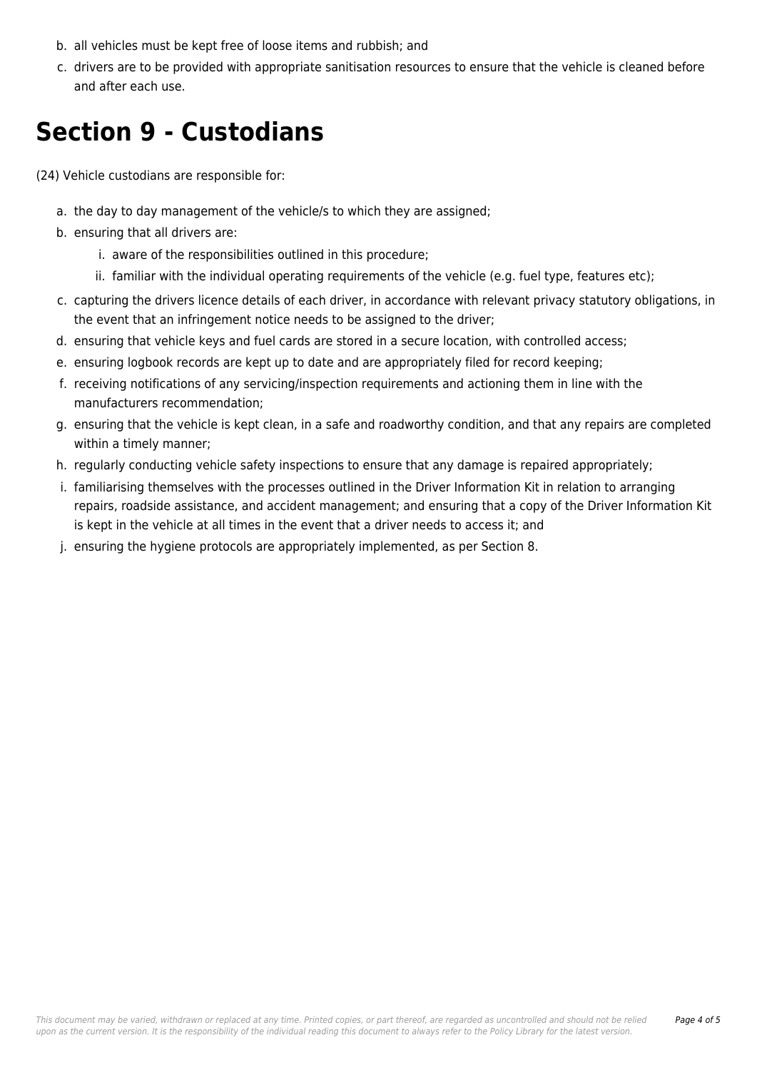b. all vehicles must be kept free of loose items and rubbish; and
c. drivers are to be provided with appropriate sanitisation resources to ensure that the vehicle is cleaned before and after each use.

# Section 9 - Custodians

(24) Vehicle custodians are responsible for:

a. the day to day management of the vehicle/s to which they are assigned;
b. ensuring that all drivers are:
    i. aware of the responsibilities outlined in this procedure;
    ii. familiar with the individual operating requirements of the vehicle (e.g. fuel type, features etc);
c. capturing the drivers licence details of each driver, in accordance with relevant privacy statutory obligations, in the event that an infringement notice needs to be assigned to the driver;
d. ensuring that vehicle keys and fuel cards are stored in a secure location, with controlled access;
e. ensuring logbook records are kept up to date and are appropriately filed for record keeping;
f. receiving notifications of any servicing/inspection requirements and actioning them in line with the manufacturers recommendation;
g. ensuring that the vehicle is kept clean, in a safe and roadworthy condition, and that any repairs are completed within a timely manner;
h. regularly conducting vehicle safety inspections to ensure that any damage is repaired appropriately;
i. familiarising themselves with the processes outlined in the Driver Information Kit in relation to arranging repairs, roadside assistance, and accident management; and ensuring that a copy of the Driver Information Kit is kept in the vehicle at all times in the event that a driver needs to access it; and
j. ensuring the hygiene protocols are appropriately implemented, as per Section 8.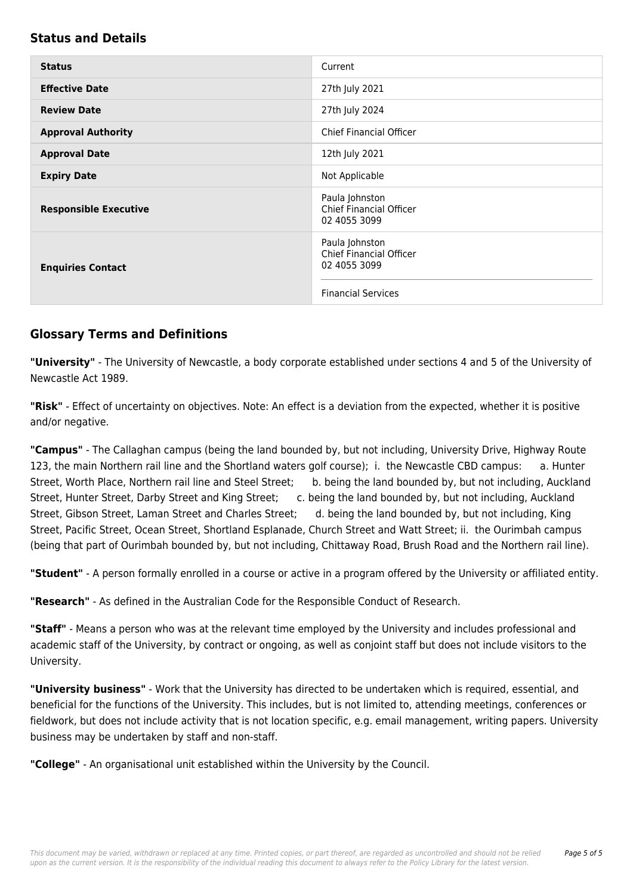## Status and Details

| | |
|---|---|
| **Status** | Current |
| **Effective Date** | 27th July 2021 |
| **Review Date** | 27th July 2024 |
| **Approval Authority** | Chief Financial Officer |
| **Approval Date** | 12th July 2021 |
| **Expiry Date** | Not Applicable |
| **Responsible Executive** | Paula Johnston<br>Chief Financial Officer<br>02 4055 3099 |
| **Enquiries Contact** | Paula Johnston<br>Chief Financial Officer<br>02 4055 3099<br><br>Financial Services |

## Glossary Terms and Definitions

**"University"** - The University of Newcastle, a body corporate established under sections 4 and 5 of the University of Newcastle Act 1989.

**"Risk"** - Effect of uncertainty on objectives. Note: An effect is a deviation from the expected, whether it is positive and/or negative.

**"Campus"** - The Callaghan campus (being the land bounded by, but not including, University Drive, Highway Route 123, the main Northern rail line and the Shortland waters golf course); i. the Newcastle CBD campus: a. Hunter Street, Worth Place, Northern rail line and Steel Street; b. being the land bounded by, but not including, Auckland Street, Hunter Street, Darby Street and King Street; c. being the land bounded by, but not including, Auckland Street, Gibson Street, Laman Street and Charles Street; d. being the land bounded by, but not including, King Street, Pacific Street, Ocean Street, Shortland Esplanade, Church Street and Watt Street; ii. the Ourimbah campus (being that part of Ourimbah bounded by, but not including, Chittaway Road, Brush Road and the Northern rail line).

**"Student"** - A person formally enrolled in a course or active in a program offered by the University or affiliated entity.

**"Research"** - As defined in the Australian Code for the Responsible Conduct of Research.

**"Staff"** - Means a person who was at the relevant time employed by the University and includes professional and academic staff of the University, by contract or ongoing, as well as conjoint staff but does not include visitors to the University.

**"University business"** - Work that the University has directed to be undertaken which is required, essential, and beneficial for the functions of the University. This includes, but is not limited to, attending meetings, conferences or fieldwork, but does not include activity that is not location specific, e.g. email management, writing papers. University business may be undertaken by staff and non-staff.

**"College"** - An organisational unit established within the University by the Council.

*This document may be varied, withdrawn or replaced at any time. Printed copies, or part thereof, are regarded as uncontrolled and should not be relied upon as the current version. It is the responsibility of the individual reading this document to always refer to the Policy Library for the latest version.*